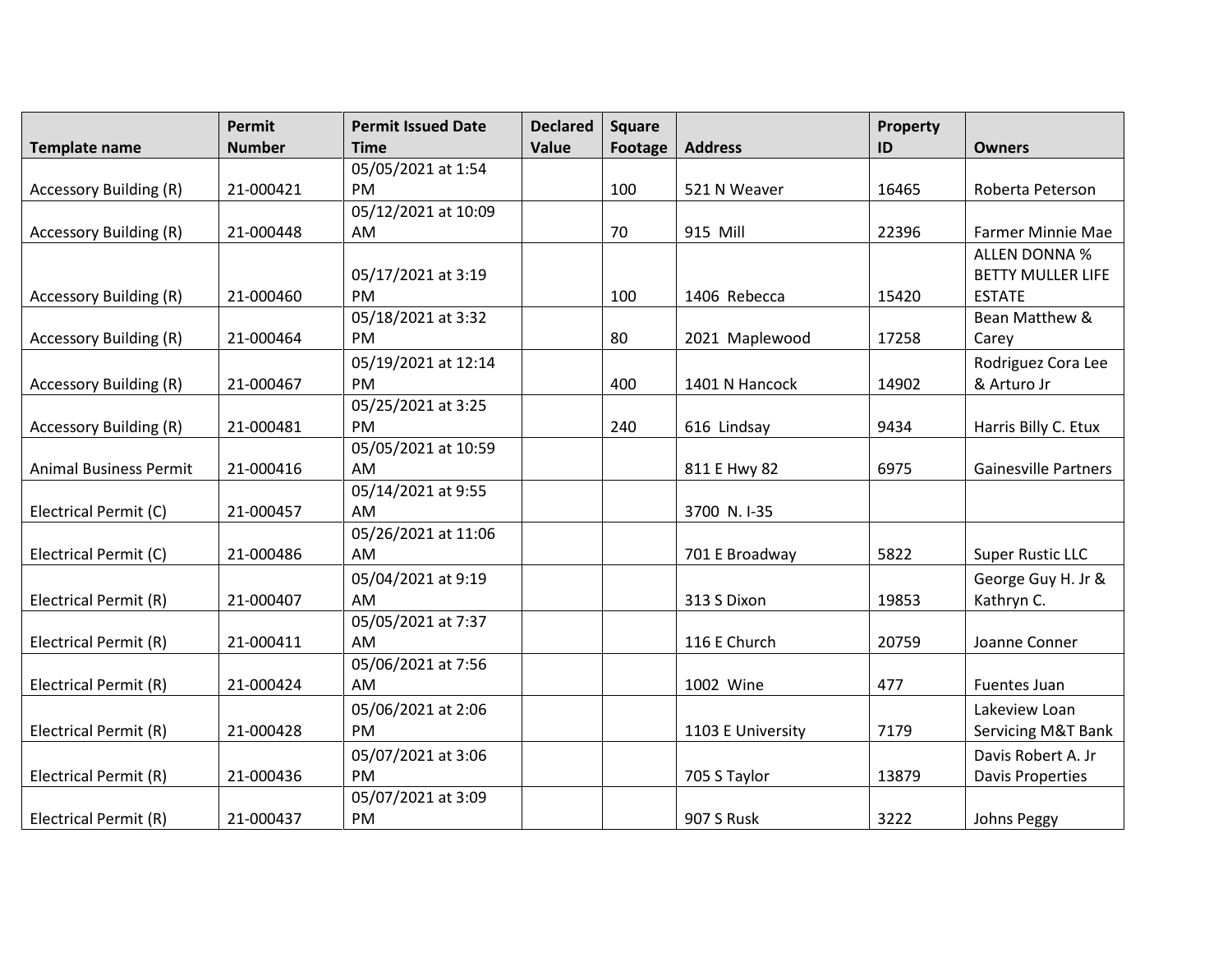| Template name | Permit Number | Permit Issued Date Time | Declared Value | Square Footage | Address | Property ID | Owners |
|---|---|---|---|---|---|---|---|
| Accessory Building (R) | 21-000421 | 05/05/2021 at 1:54 PM | | 100 | 521 N Weaver | 16465 | Roberta Peterson |
| Accessory Building (R) | 21-000448 | 05/12/2021 at 10:09 AM | | 70 | 915 Mill | 22396 | Farmer Minnie Mae |
| Accessory Building (R) | 21-000460 | 05/17/2021 at 3:19 PM | | 100 | 1406 Rebecca | 15420 | ALLEN DONNA % BETTY MULLER LIFE ESTATE |
| Accessory Building (R) | 21-000464 | 05/18/2021 at 3:32 PM | | 80 | 2021 Maplewood | 17258 | Bean Matthew & Carey |
| Accessory Building (R) | 21-000467 | 05/19/2021 at 12:14 PM | | 400 | 1401 N Hancock | 14902 | Rodriguez Cora Lee & Arturo Jr |
| Accessory Building (R) | 21-000481 | 05/25/2021 at 3:25 PM | | 240 | 616 Lindsay | 9434 | Harris Billy C. Etux |
| Animal Business Permit | 21-000416 | 05/05/2021 at 10:59 AM | | | 811 E Hwy 82 | 6975 | Gainesville Partners |
| Electrical Permit (C) | 21-000457 | 05/14/2021 at 9:55 AM | | | 3700 N. I-35 | | |
| Electrical Permit (C) | 21-000486 | 05/26/2021 at 11:06 AM | | | 701 E Broadway | 5822 | Super Rustic LLC |
| Electrical Permit (R) | 21-000407 | 05/04/2021 at 9:19 AM | | | 313 S Dixon | 19853 | George Guy H. Jr & Kathryn C. |
| Electrical Permit (R) | 21-000411 | 05/05/2021 at 7:37 AM | | | 116 E Church | 20759 | Joanne Conner |
| Electrical Permit (R) | 21-000424 | 05/06/2021 at 7:56 AM | | | 1002 Wine | 477 | Fuentes Juan |
| Electrical Permit (R) | 21-000428 | 05/06/2021 at 2:06 PM | | | 1103 E University | 7179 | Lakeview Loan Servicing M&T Bank |
| Electrical Permit (R) | 21-000436 | 05/07/2021 at 3:06 PM | | | 705 S Taylor | 13879 | Davis Robert A. Jr Davis Properties |
| Electrical Permit (R) | 21-000437 | 05/07/2021 at 3:09 PM | | | 907 S Rusk | 3222 | Johns Peggy |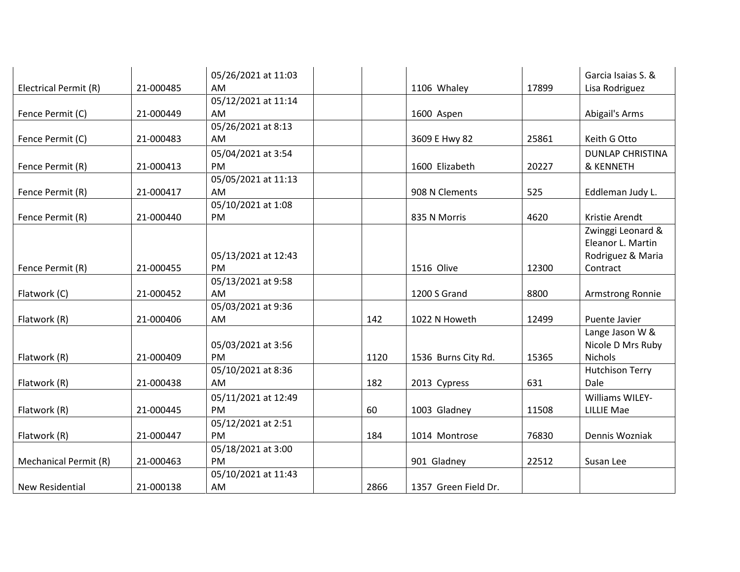| | | | | | | | |
|---|---|---|---|---|---|---|---|
| Electrical Permit (R) | 21-000485 | 05/26/2021 at 11:03 AM | | | 1106 Whaley | 17899 | Garcia Isaias S. & Lisa Rodriguez |
| Fence Permit (C) | 21-000449 | 05/12/2021 at 11:14 AM | | | 1600 Aspen | | Abigail's Arms |
| Fence Permit (C) | 21-000483 | 05/26/2021 at 8:13 AM | | | 3609 E Hwy 82 | 25861 | Keith G Otto |
| Fence Permit (R) | 21-000413 | 05/04/2021 at 3:54 PM | | | 1600 Elizabeth | 20227 | DUNLAP CHRISTINA & KENNETH |
| Fence Permit (R) | 21-000417 | 05/05/2021 at 11:13 AM | | | 908 N Clements | 525 | Eddleman Judy L. |
| Fence Permit (R) | 21-000440 | 05/10/2021 at 1:08 PM | | | 835 N Morris | 4620 | Kristie Arendt |
| Fence Permit (R) | 21-000455 | 05/13/2021 at 12:43 PM | | | 1516 Olive | 12300 | Zwinggi Leonard & Eleanor L. Martin Rodriguez & Maria Contract |
| Flatwork (C) | 21-000452 | 05/13/2021 at 9:58 AM | | | 1200 S Grand | 8800 | Armstrong Ronnie |
| Flatwork (R) | 21-000406 | 05/03/2021 at 9:36 AM | | 142 | 1022 N Howeth | 12499 | Puente Javier |
| Flatwork (R) | 21-000409 | 05/03/2021 at 3:56 PM | | 1120 | 1536 Burns City Rd. | 15365 | Lange Jason W & Nicole D Mrs Ruby Nichols |
| Flatwork (R) | 21-000438 | 05/10/2021 at 8:36 AM | | 182 | 2013 Cypress | 631 | Hutchison Terry Dale |
| Flatwork (R) | 21-000445 | 05/11/2021 at 12:49 PM | | 60 | 1003 Gladney | 11508 | Williams WILEY-LILLIE Mae |
| Flatwork (R) | 21-000447 | 05/12/2021 at 2:51 PM | | 184 | 1014 Montrose | 76830 | Dennis Wozniak |
| Mechanical Permit (R) | 21-000463 | 05/18/2021 at 3:00 PM | | | 901 Gladney | 22512 | Susan Lee |
| New Residential | 21-000138 | 05/10/2021 at 11:43 AM | | 2866 | 1357 Green Field Dr. | | |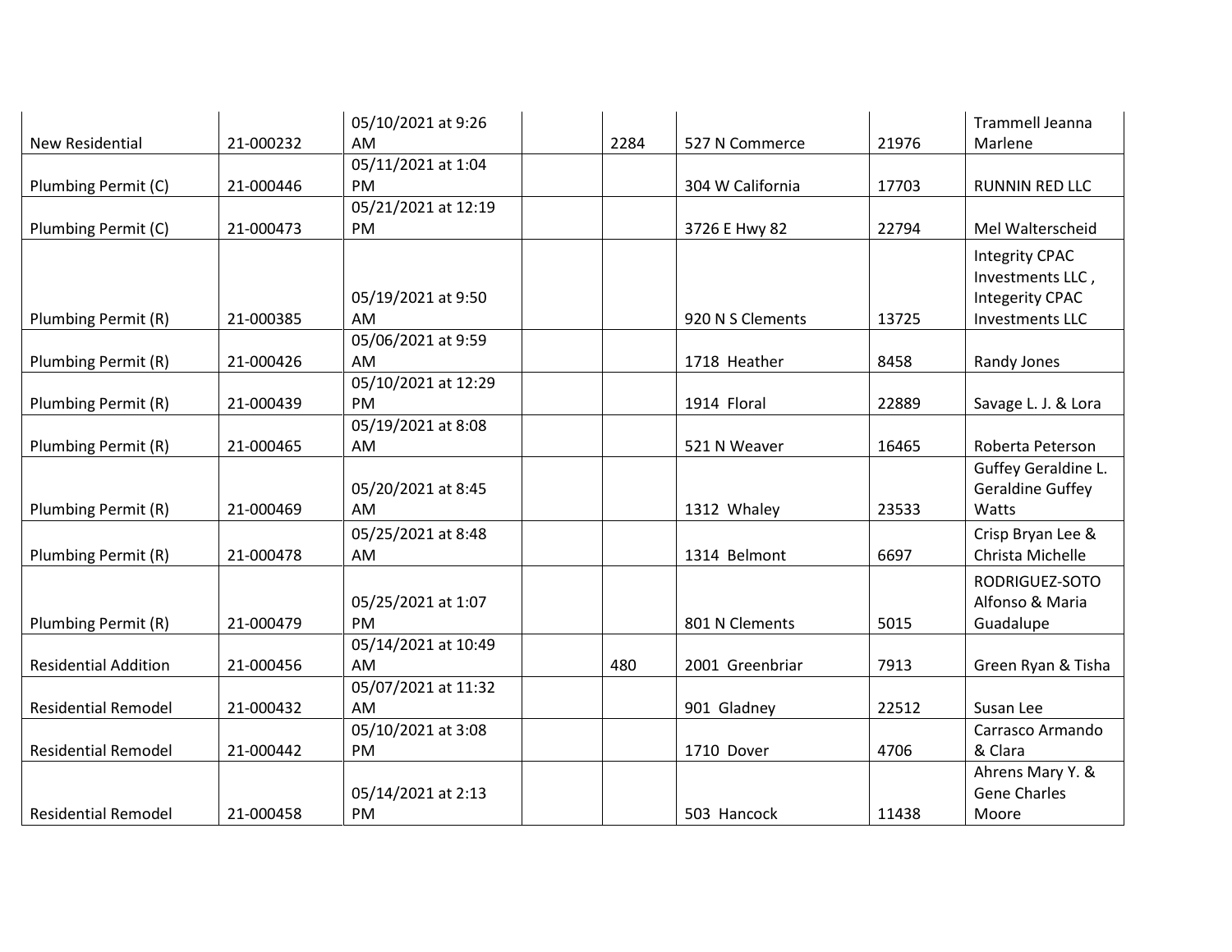| | | | | | | | |
|---|---|---|---|---|---|---|---|
| New Residential | 21-000232 | 05/10/2021 at 9:26 AM | | 2284 | 527 N Commerce | 21976 | Trammell Jeanna Marlene |
| Plumbing Permit (C) | 21-000446 | 05/11/2021 at 1:04 PM | | | 304 W California | 17703 | RUNNIN RED LLC |
| Plumbing Permit (C) | 21-000473 | 05/21/2021 at 12:19 PM | | | 3726 E Hwy 82 | 22794 | Mel Walterscheid |
| Plumbing Permit (R) | 21-000385 | 05/19/2021 at 9:50 AM | | | 920 N S Clements | 13725 | Integrity CPAC Investments LLC , Integrity CPAC Investments LLC |
| Plumbing Permit (R) | 21-000426 | 05/06/2021 at 9:59 AM | | | 1718 Heather | 8458 | Randy Jones |
| Plumbing Permit (R) | 21-000439 | 05/10/2021 at 12:29 PM | | | 1914 Floral | 22889 | Savage L. J. & Lora |
| Plumbing Permit (R) | 21-000465 | 05/19/2021 at 8:08 AM | | | 521 N Weaver | 16465 | Roberta Peterson |
| Plumbing Permit (R) | 21-000469 | 05/20/2021 at 8:45 AM | | | 1312 Whaley | 23533 | Guffey Geraldine L. Geraldine Guffey Watts |
| Plumbing Permit (R) | 21-000478 | 05/25/2021 at 8:48 AM | | | 1314 Belmont | 6697 | Crisp Bryan Lee & Christa Michelle |
| Plumbing Permit (R) | 21-000479 | 05/25/2021 at 1:07 PM | | | 801 N Clements | 5015 | RODRIGUEZ-SOTO Alfonso & Maria Guadalupe |
| Residential Addition | 21-000456 | 05/14/2021 at 10:49 AM | | 480 | 2001 Greenbriar | 7913 | Green Ryan & Tisha |
| Residential Remodel | 21-000432 | 05/07/2021 at 11:32 AM | | | 901 Gladney | 22512 | Susan Lee |
| Residential Remodel | 21-000442 | 05/10/2021 at 3:08 PM | | | 1710 Dover | 4706 | Carrasco Armando & Clara |
| Residential Remodel | 21-000458 | 05/14/2021 at 2:13 PM | | | 503 Hancock | 11438 | Ahrens Mary Y. & Gene Charles Moore |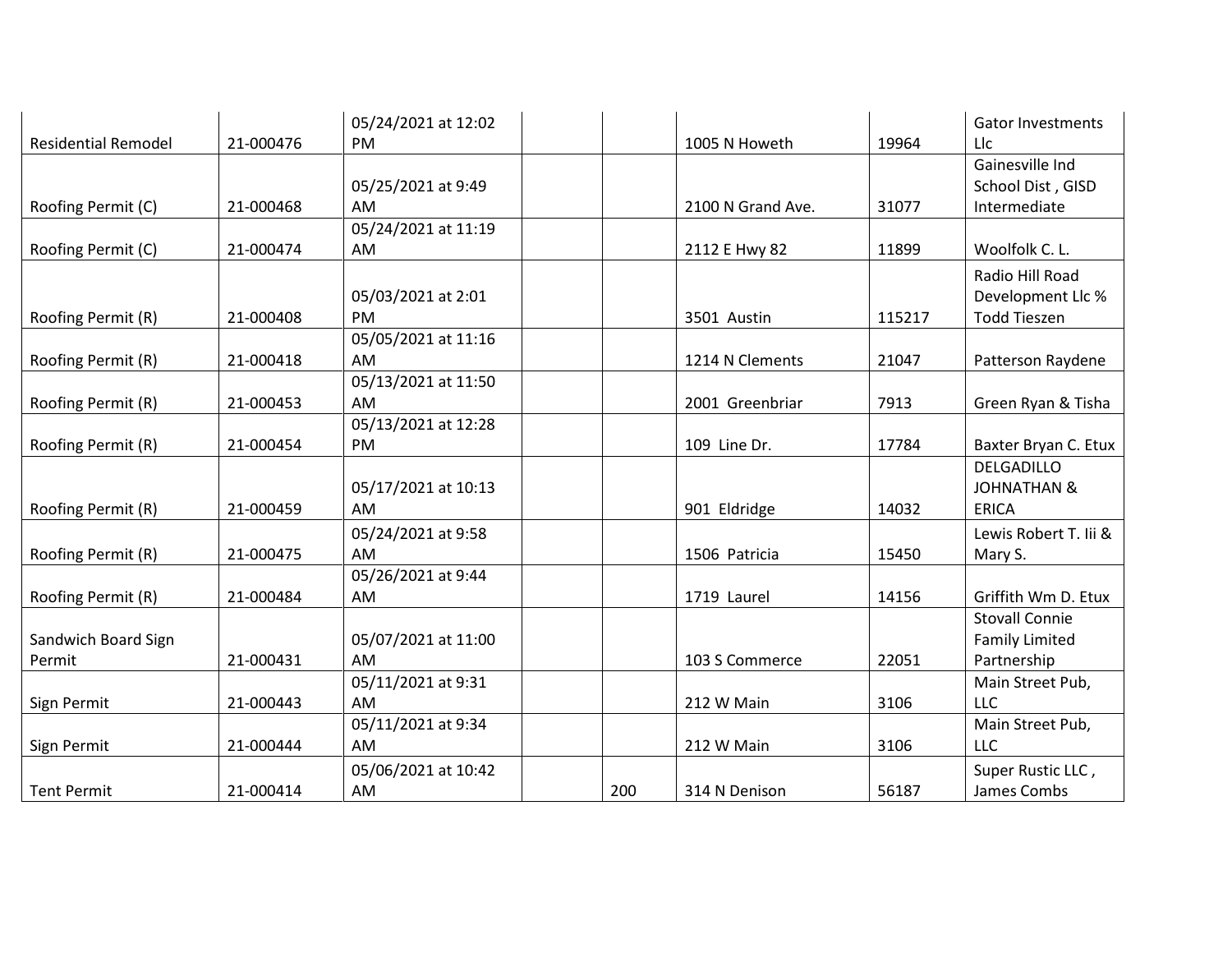| | | | | | | | |
|---|---|---|---|---|---|---|---|
| Residential Remodel | 21-000476 | 05/24/2021 at 12:02 PM | | | 1005 N Howeth | 19964 | Gator Investments Llc |
| Roofing Permit (C) | 21-000468 | 05/25/2021 at 9:49 AM | | | 2100 N Grand Ave. | 31077 | Gainesville Ind School Dist , GISD Intermediate |
| Roofing Permit (C) | 21-000474 | 05/24/2021 at 11:19 AM | | | 2112 E Hwy 82 | 11899 | Woolfolk C. L. |
| Roofing Permit (R) | 21-000408 | 05/03/2021 at 2:01 PM | | | 3501 Austin | 115217 | Radio Hill Road Development Llc % Todd Tieszen |
| Roofing Permit (R) | 21-000418 | 05/05/2021 at 11:16 AM | | | 1214 N Clements | 21047 | Patterson Raydene |
| Roofing Permit (R) | 21-000453 | 05/13/2021 at 11:50 AM | | | 2001 Greenbriar | 7913 | Green Ryan & Tisha |
| Roofing Permit (R) | 21-000454 | 05/13/2021 at 12:28 PM | | | 109 Line Dr. | 17784 | Baxter Bryan C. Etux |
| Roofing Permit (R) | 21-000459 | 05/17/2021 at 10:13 AM | | | 901 Eldridge | 14032 | DELGADILLO JOHNATHAN & ERICA |
| Roofing Permit (R) | 21-000475 | 05/24/2021 at 9:58 AM | | | 1506 Patricia | 15450 | Lewis Robert T. Iii & Mary S. |
| Roofing Permit (R) | 21-000484 | 05/26/2021 at 9:44 AM | | | 1719 Laurel | 14156 | Griffith Wm D. Etux |
| Sandwich Board Sign Permit | 21-000431 | 05/07/2021 at 11:00 AM | | | 103 S Commerce | 22051 | Stovall Connie Family Limited Partnership |
| Sign Permit | 21-000443 | 05/11/2021 at 9:31 AM | | | 212 W Main | 3106 | Main Street Pub, LLC |
| Sign Permit | 21-000444 | 05/11/2021 at 9:34 AM | | | 212 W Main | 3106 | Main Street Pub, LLC |
| Tent Permit | 21-000414 | 05/06/2021 at 10:42 AM | | 200 | 314 N Denison | 56187 | Super Rustic LLC , James Combs |